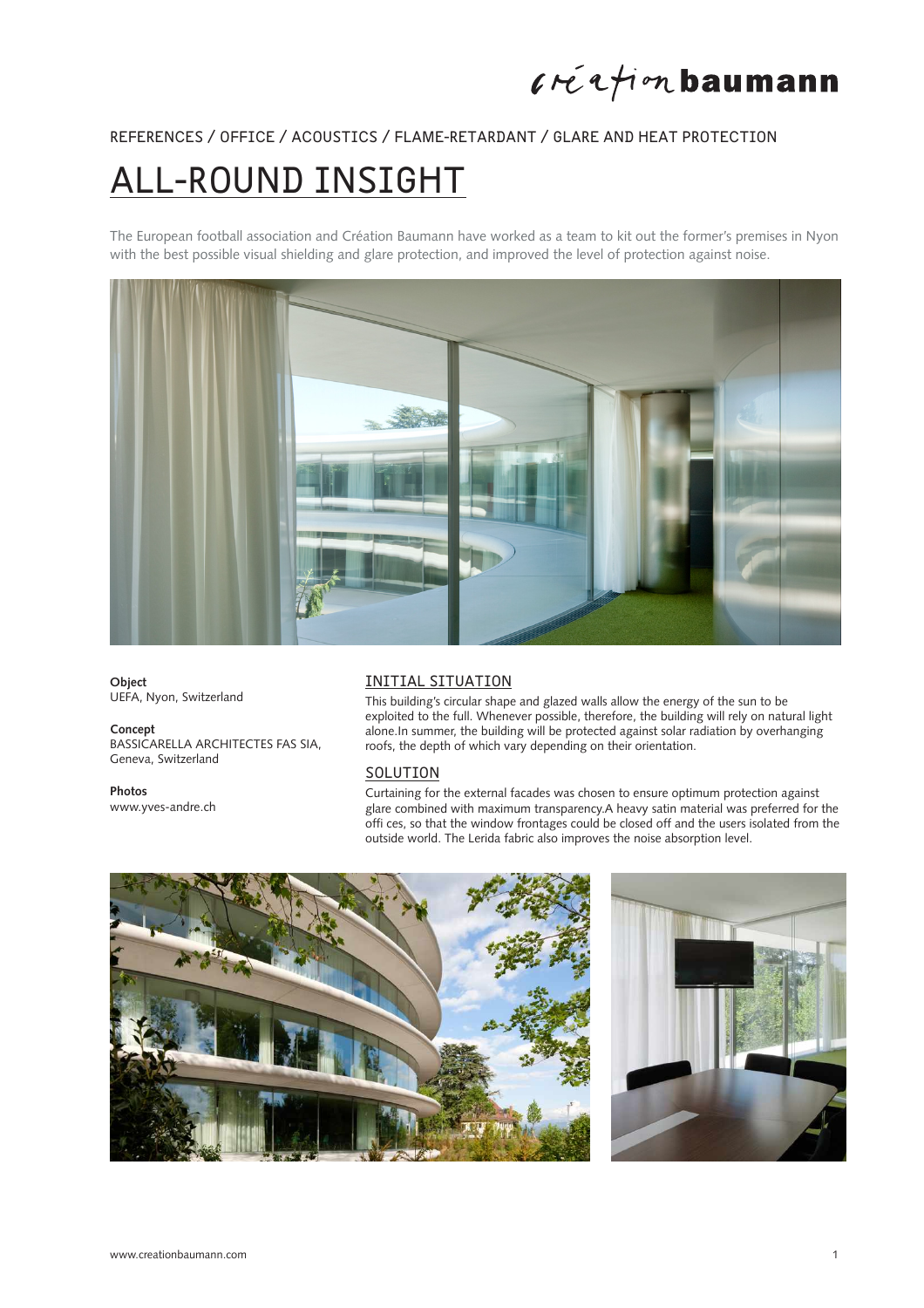REFERENCES / OFFICE / ACOUSTICS / FLAME-RETARDANT / GLARE AND HEAT PROTECTION

# ALL-ROUND INSIGHT

The European football association and Création Baumann have worked as a team to kit out the former's premises in Nyon with the best possible visual shielding and glare protection, and improved the level of protection against noise.

**Object**
UEFA, Nyon, Switzerland

**Concept**
BASSICARELLA ARCHITECTES FAS SIA, Geneva, Switzerland

**Photos**
www.yves-andre.ch

## INITIAL SITUATION

This building's circular shape and glazed walls allow the energy of the sun to be exploited to the full. Whenever possible, therefore, the building will rely on natural light alone.In summer, the building will be protected against solar radiation by overhanging roofs, the depth of which vary depending on their orientation.

## SOLUTION

Curtaining for the external facades was chosen to ensure optimum protection against glare combined with maximum transparency.A heavy satin material was preferred for the offi ces, so that the window frontages could be closed off and the users isolated from the outside world. The Lerida fabric also improves the noise absorption level.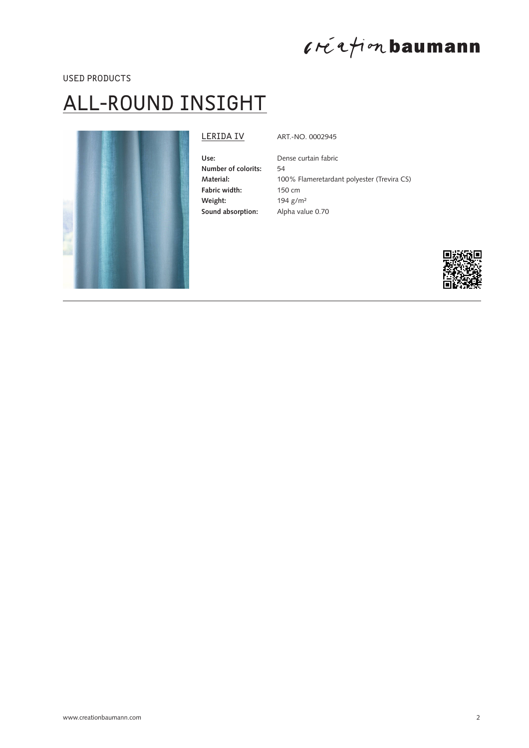USED PRODUCTS

# ALL-ROUND INSIGHT

## LERIDA IV

ART.-NO. 0002945

| | |
|---|---|
| **Use:** | Dense curtain fabric |
| **Number of colorits:** | 54 |
| **Material:** | 100% Flameretardant polyester (Trevira CS) |
| **Fabric width:** | 150 cm |
| **Weight:** | 194 g/m² |
| **Sound absorption:** | Alpha value 0.70 |

www.creationbaumann.com